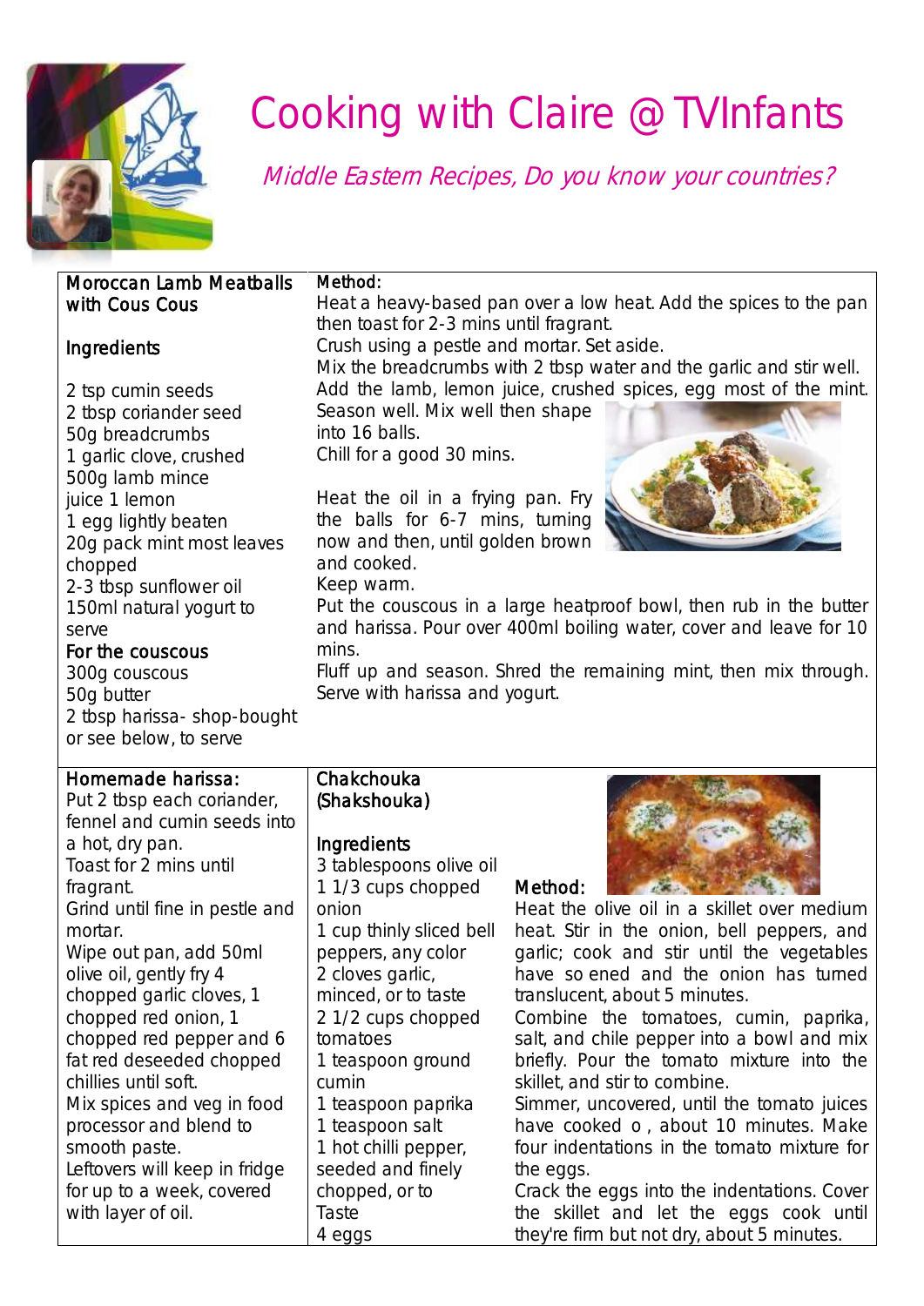# Cooking with Claire @ TVInfants

*Middle Eastern Recipes, Do you know your countries?*

## Moroccan Lamb Meatballs with Cous Cous

### Ingredients

- 2 tsp cumin seeds
- 2 tbsp coriander seed
- 50g breadcrumbs
- 1 garlic clove, crushed
- 500g lamb mince
- juice 1 lemon
- 1 egg lightly beaten
- 20g pack mint most leaves chopped
- 2-3 tbsp sunflower oil
- 150ml natural yogurt to serve

**For the couscous**

- 300g couscous
- 50g butter
- 2 tbsp harissa- shop-bought or see below, to serve

### Method:

Heat a heavy-based pan over a low heat. Add the spices to the pan then toast for 2-3 mins until fragrant.

Crush using a pestle and mortar. Set aside.

Mix the breadcrumbs with 2 tbsp water and the garlic and stir well.

Add the lamb, lemon juice, crushed spices, egg most of the mint. Season well. Mix well then shape into 16 balls.

Chill for a good 30 mins.

Heat the oil in a frying pan. Fry the balls for 6-7 mins, turning now and then, until golden brown and cooked.

Keep warm.

Put the couscous in a large heatproof bowl, then rub in the butter and harissa. Pour over 400ml boiling water, cover and leave for 10 mins.

Fluff up and season. Shred the remaining mint, then mix through. Serve with harissa and yogurt.

## Homemade harissa:

Put 2 tbsp each coriander, fennel and cumin seeds into a hot, dry pan.

Toast for 2 mins until fragrant.

Grind until fine in pestle and mortar.

Wipe out pan, add 50ml olive oil, gently fry 4 chopped garlic cloves, 1 chopped red onion, 1 chopped red pepper and 6 fat red deseeded chopped chillies until soft.

Mix spices and veg in food processor and blend to smooth paste.

Leftovers will keep in fridge for up to a week, covered with layer of oil.

## Chakchouka (Shakshouka)

### Ingredients

- 3 tablespoons olive oil
- 1 1/3 cups chopped onion
- 1 cup thinly sliced bell peppers, any color
- 2 cloves garlic, minced, or to taste
- 2 1/2 cups chopped tomatoes
- 1 teaspoon ground cumin
- 1 teaspoon paprika
- 1 teaspoon salt
- 1 hot chilli pepper, seeded and finely chopped, or to Taste
- 4 eggs

### Method:

Heat the olive oil in a skillet over medium heat. Stir in the onion, bell peppers, and garlic; cook and stir until the vegetables have so ened and the onion has turned translucent, about 5 minutes.

Combine the tomatoes, cumin, paprika, salt, and chile pepper into a bowl and mix briefly. Pour the tomato mixture into the skillet, and stir to combine.

Simmer, uncovered, until the tomato juices have cooked o , about 10 minutes. Make four indentations in the tomato mixture for the eggs.

Crack the eggs into the indentations. Cover the skillet and let the eggs cook until they're firm but not dry, about 5 minutes.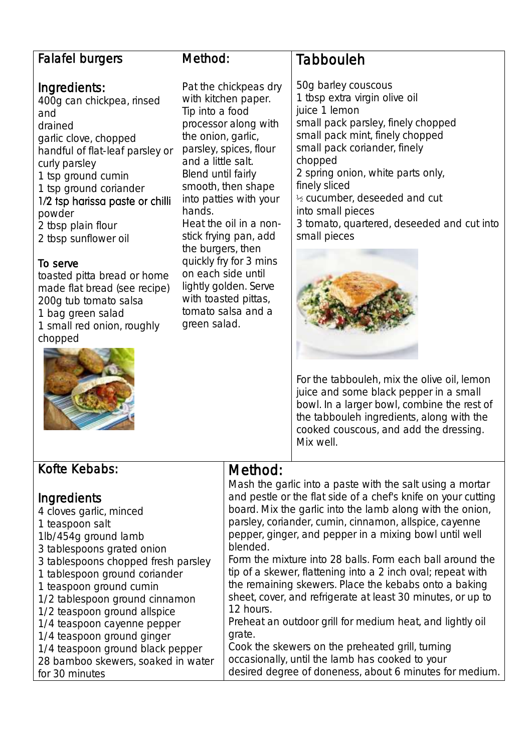## Falafel burgers

### Ingredients:

400g can chickpea, rinsed and drained
garlic clove, chopped
handful of flat-leaf parsley or curly parsley
1 tsp ground cumin
1 tsp ground coriander
1/2 tsp harissa paste or chilli powder
2 tbsp plain flour
2 tbsp sunflower oil

### To serve

toasted pitta bread or home made flat bread (see recipe)
200g tub tomato salsa
1 bag green salad
1 small red onion, roughly chopped

### Method:

Pat the chickpeas dry with kitchen paper. Tip into a food processor along with the onion, garlic, parsley, spices, flour and a little salt. Blend until fairly smooth, then shape into patties with your hands.
Heat the oil in a non-stick frying pan, add the burgers, then quickly fry for 3 mins on each side until lightly golden. Serve with toasted pittas, tomato salsa and a green salad.

## Tabbouleh

50g barley couscous
1 tbsp extra virgin olive oil
juice 1 lemon
small pack parsley, finely chopped
small pack mint, finely chopped
small pack coriander, finely chopped
2 spring onion, white parts only, finely sliced
½ cucumber, deseeded and cut into small pieces
3 tomato, quartered, deseeded and cut into small pieces

For the tabbouleh, mix the olive oil, lemon juice and some black pepper in a small bowl. In a larger bowl, combine the rest of the tabbouleh ingredients, along with the cooked couscous, and add the dressing. Mix well.

## Kofte Kebabs:

### Ingredients

4 cloves garlic, minced
1 teaspoon salt
1lb/454g ground lamb
3 tablespoons grated onion
3 tablespoons chopped fresh parsley
1 tablespoon ground coriander
1 teaspoon ground cumin
1/2 tablespoon ground cinnamon
1/2 teaspoon ground allspice
1/4 teaspoon cayenne pepper
1/4 teaspoon ground ginger
1/4 teaspoon ground black pepper
28 bamboo skewers, soaked in water for 30 minutes

### Method:

Mash the garlic into a paste with the salt using a mortar and pestle or the flat side of a chef's knife on your cutting board. Mix the garlic into the lamb along with the onion, parsley, coriander, cumin, cinnamon, allspice, cayenne pepper, ginger, and pepper in a mixing bowl until well blended.
Form the mixture into 28 balls. Form each ball around the tip of a skewer, flattening into a 2 inch oval; repeat with the remaining skewers. Place the kebabs onto a baking sheet, cover, and refrigerate at least 30 minutes, or up to 12 hours.
Preheat an outdoor grill for medium heat, and lightly oil grate.
Cook the skewers on the preheated grill, turning occasionally, until the lamb has cooked to your desired degree of doneness, about 6 minutes for medium.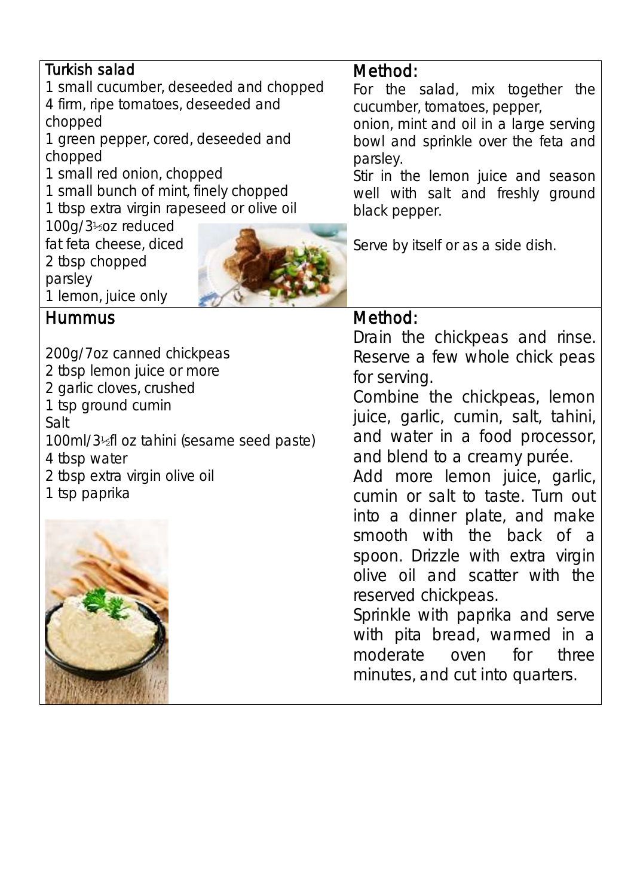## Turkish salad

1 small cucumber, deseeded and chopped
4 firm, ripe tomatoes, deseeded and chopped
1 green pepper, cored, deseeded and chopped
1 small red onion, chopped
1 small bunch of mint, finely chopped
1 tbsp extra virgin rapeseed or olive oil
100g/3½oz reduced fat feta cheese, diced
2 tbsp chopped parsley
1 lemon, juice only

### Method:

For the salad, mix together the cucumber, tomatoes, pepper, onion, mint and oil in a large serving bowl and sprinkle over the feta and parsley.
Stir in the lemon juice and season well with salt and freshly ground black pepper.

Serve by itself or as a side dish.

## Hummus

200g/7oz canned chickpeas
2 tbsp lemon juice or more
2 garlic cloves, crushed
1 tsp ground cumin
Salt
100ml/3½fl oz tahini (sesame seed paste)
4 tbsp water
2 tbsp extra virgin olive oil
1 tsp paprika

### Method:

Drain the chickpeas and rinse. Reserve a few whole chick peas for serving.
Combine the chickpeas, lemon juice, garlic, cumin, salt, tahini, and water in a food processor, and blend to a creamy purée.
Add more lemon juice, garlic, cumin or salt to taste. Turn out into a dinner plate, and make smooth with the back of a spoon. Drizzle with extra virgin olive oil and scatter with the reserved chickpeas.
Sprinkle with paprika and serve with pita bread, warmed in a moderate oven for three minutes, and cut into quarters.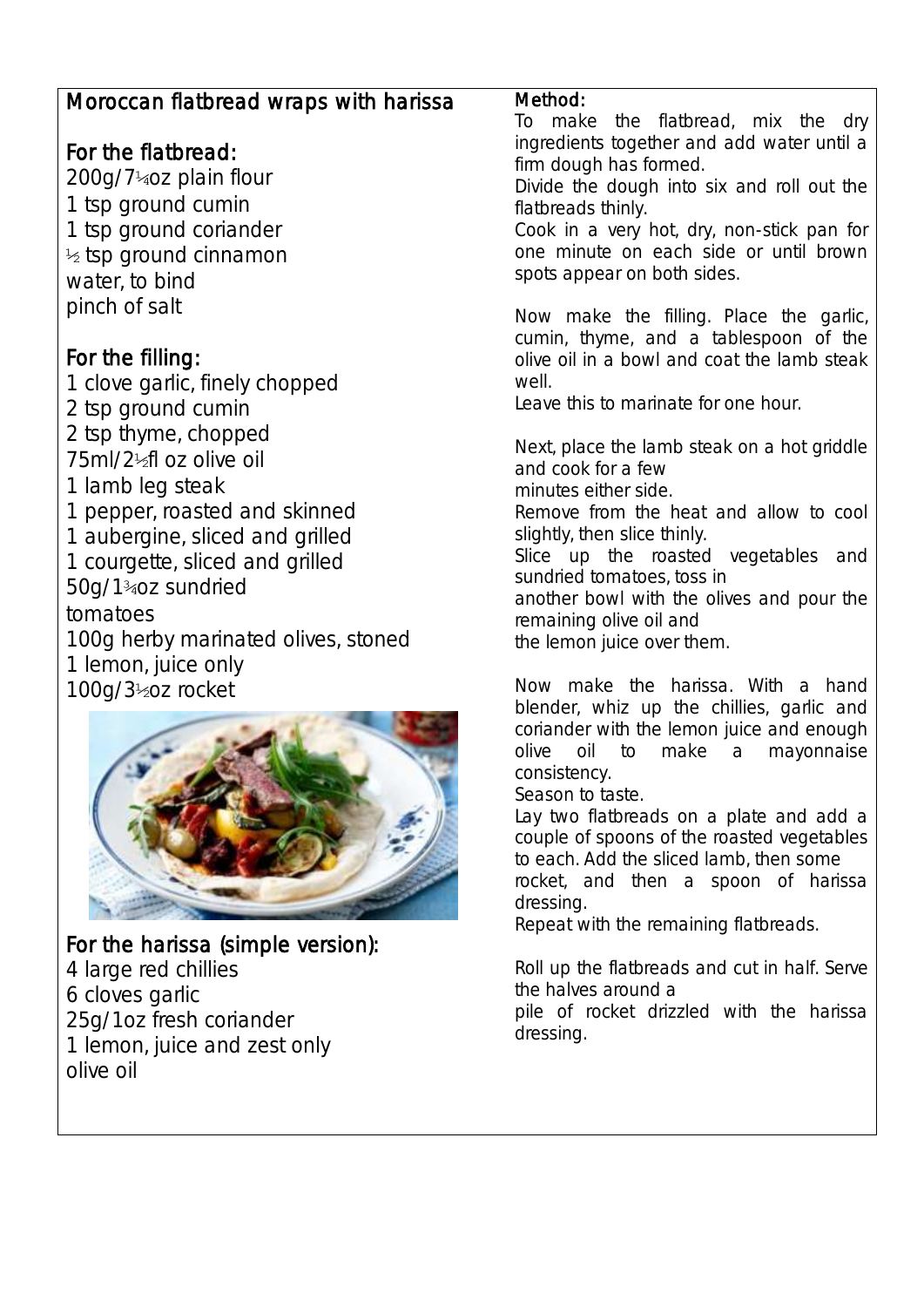## Moroccan flatbread wraps with harissa

### For the flatbread:

200g/7¼oz plain flour
1 tsp ground cumin
1 tsp ground coriander
½ tsp ground cinnamon
water, to bind
pinch of salt

### For the filling:

1 clove garlic, finely chopped
2 tsp ground cumin
2 tsp thyme, chopped
75ml/2½fl oz olive oil
1 lamb leg steak
1 pepper, roasted and skinned
1 aubergine, sliced and grilled
1 courgette, sliced and grilled
50g/1¾oz sundried tomatoes
100g herby marinated olives, stoned
1 lemon, juice only
100g/3½oz rocket

### For the harissa (simple version):

4 large red chillies
6 cloves garlic
25g/1oz fresh coriander
1 lemon, juice and zest only
olive oil

### Method:

To make the flatbread, mix the dry ingredients together and add water until a firm dough has formed.
Divide the dough into six and roll out the flatbreads thinly.
Cook in a very hot, dry, non-stick pan for one minute on each side or until brown spots appear on both sides.

Now make the filling. Place the garlic, cumin, thyme, and a tablespoon of the olive oil in a bowl and coat the lamb steak well.
Leave this to marinate for one hour.

Next, place the lamb steak on a hot griddle and cook for a few minutes either side.
Remove from the heat and allow to cool slightly, then slice thinly.
Slice up the roasted vegetables and sundried tomatoes, toss in another bowl with the olives and pour the remaining olive oil and the lemon juice over them.

Now make the harissa. With a hand blender, whiz up the chillies, garlic and coriander with the lemon juice and enough olive oil to make a mayonnaise consistency.
Season to taste.
Lay two flatbreads on a plate and add a couple of spoons of the roasted vegetables to each. Add the sliced lamb, then some rocket, and then a spoon of harissa dressing.
Repeat with the remaining flatbreads.

Roll up the flatbreads and cut in half. Serve the halves around a pile of rocket drizzled with the harissa dressing.